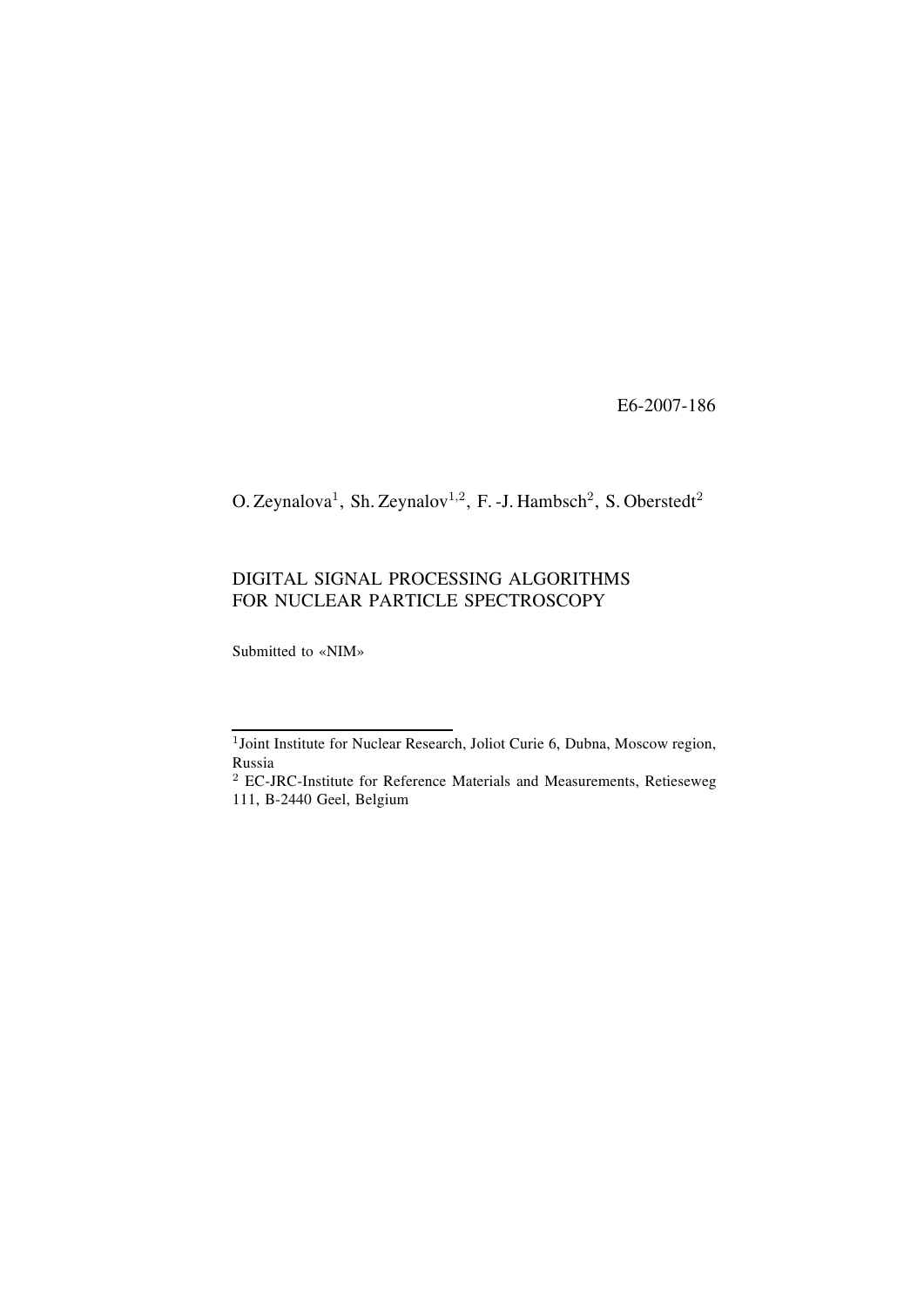E6-2007-186

O. Zeynalova[1], Sh. Zeynalov[1,2], F.-J. Hambsch[2], S. Oberstedt[2]

# DIGITAL SIGNAL PROCESSING ALGORITHMS FOR NUCLEAR PARTICLE SPECTROSCOPY

Submitted to «NIM»

---

[1] Joint Institute for Nuclear Research, Joliot Curie 6, Dubna, Moscow region, Russia

[2] EC-JRC-Institute for Reference Materials and Measurements, Retieseweg 111, B-2440 Geel, Belgium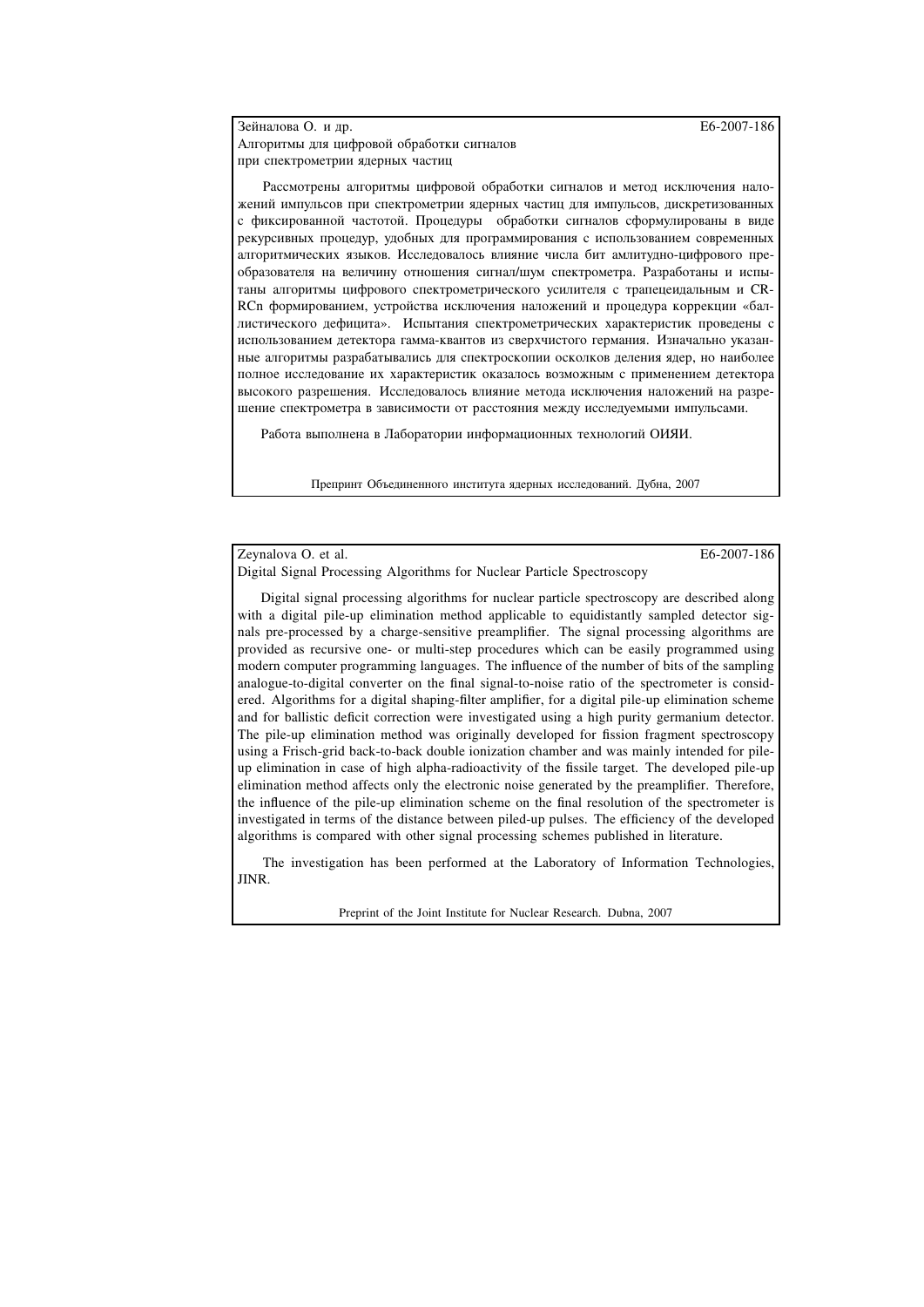Зейналова О. и др. E6-2007-186

Алгоритмы для цифровой обработки сигналов при спектрометрии ядерных частиц

Рассмотрены алгоритмы цифровой обработки сигналов и метод исключения наложений импульсов при спектрометрии ядерных частиц для импульсов, дискретизованных с фиксированной частотой. Процедуры обработки сигналов сформулированы в виде рекурсивных процедур, удобных для программирования с использованием современных алгоритмических языков. Исследовалось влияние числа бит амлитудно-цифрового преобразователя на величину отношения сигнал/шум спектрометра. Разработаны и испытаны алгоритмы цифрового спектрометрического усилителя с трапецеидальным и CR-RCn формированием, устройства исключения наложений и процедура коррекции «баллистического дефицита». Испытания спектрометрических характеристик проведены с использованием детектора гамма-квантов из сверхчистого германия. Изначально указанные алгоритмы разрабатывались для спектроскопии осколков деления ядер, но наиболее полное исследование их характеристик оказалось возможным с применением детектора высокого разрешения. Исследовалось влияние метода исключения наложений на разрешение спектрометра в зависимости от расстояния между исследуемыми импульсами.

Работа выполнена в Лаборатории информационных технологий ОИЯИ.

Препринт Объединенного института ядерных исследований. Дубна, 2007

---

Zeynalova O. et al. E6-2007-186

Digital Signal Processing Algorithms for Nuclear Particle Spectroscopy

Digital signal processing algorithms for nuclear particle spectroscopy are described along with a digital pile-up elimination method applicable to equidistantly sampled detector signals pre-processed by a charge-sensitive preamplifier. The signal processing algorithms are provided as recursive one- or multi-step procedures which can be easily programmed using modern computer programming languages. The influence of the number of bits of the sampling analogue-to-digital converter on the final signal-to-noise ratio of the spectrometer is considered. Algorithms for a digital shaping-filter amplifier, for a digital pile-up elimination scheme and for ballistic deficit correction were investigated using a high purity germanium detector. The pile-up elimination method was originally developed for fission fragment spectroscopy using a Frisch-grid back-to-back double ionization chamber and was mainly intended for pile-up elimination in case of high alpha-radioactivity of the fissile target. The developed pile-up elimination method affects only the electronic noise generated by the preamplifier. Therefore, the influence of the pile-up elimination scheme on the final resolution of the spectrometer is investigated in terms of the distance between piled-up pulses. The efficiency of the developed algorithms is compared with other signal processing schemes published in literature.

The investigation has been performed at the Laboratory of Information Technologies, JINR.

Preprint of the Joint Institute for Nuclear Research. Dubna, 2007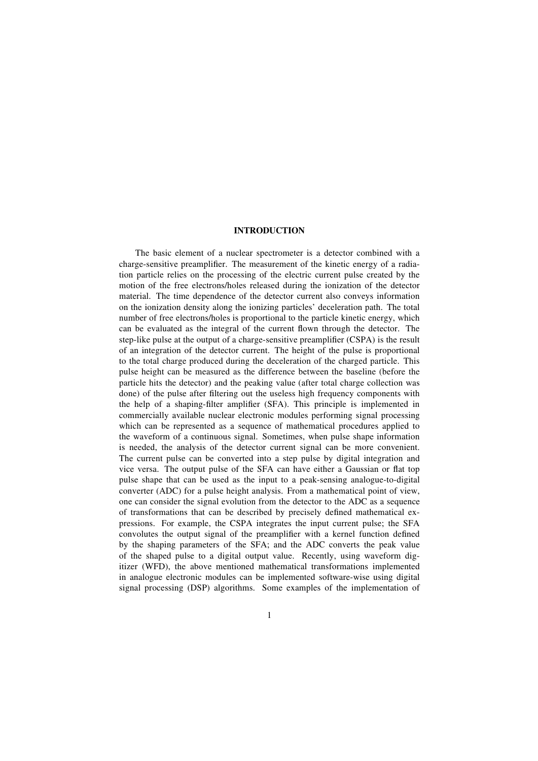# INTRODUCTION

The basic element of a nuclear spectrometer is a detector combined with a charge-sensitive preamplifier. The measurement of the kinetic energy of a radiation particle relies on the processing of the electric current pulse created by the motion of the free electrons/holes released during the ionization of the detector material. The time dependence of the detector current also conveys information on the ionization density along the ionizing particles' deceleration path. The total number of free electrons/holes is proportional to the particle kinetic energy, which can be evaluated as the integral of the current flown through the detector. The step-like pulse at the output of a charge-sensitive preamplifier (CSPA) is the result of an integration of the detector current. The height of the pulse is proportional to the total charge produced during the deceleration of the charged particle. This pulse height can be measured as the difference between the baseline (before the particle hits the detector) and the peaking value (after total charge collection was done) of the pulse after filtering out the useless high frequency components with the help of a shaping-filter amplifier (SFA). This principle is implemented in commercially available nuclear electronic modules performing signal processing which can be represented as a sequence of mathematical procedures applied to the waveform of a continuous signal. Sometimes, when pulse shape information is needed, the analysis of the detector current signal can be more convenient. The current pulse can be converted into a step pulse by digital integration and vice versa. The output pulse of the SFA can have either a Gaussian or flat top pulse shape that can be used as the input to a peak-sensing analogue-to-digital converter (ADC) for a pulse height analysis. From a mathematical point of view, one can consider the signal evolution from the detector to the ADC as a sequence of transformations that can be described by precisely defined mathematical expressions. For example, the CSPA integrates the input current pulse; the SFA convolutes the output signal of the preamplifier with a kernel function defined by the shaping parameters of the SFA; and the ADC converts the peak value of the shaped pulse to a digital output value. Recently, using waveform digitizer (WFD), the above mentioned mathematical transformations implemented in analogue electronic modules can be implemented software-wise using digital signal processing (DSP) algorithms. Some examples of the implementation of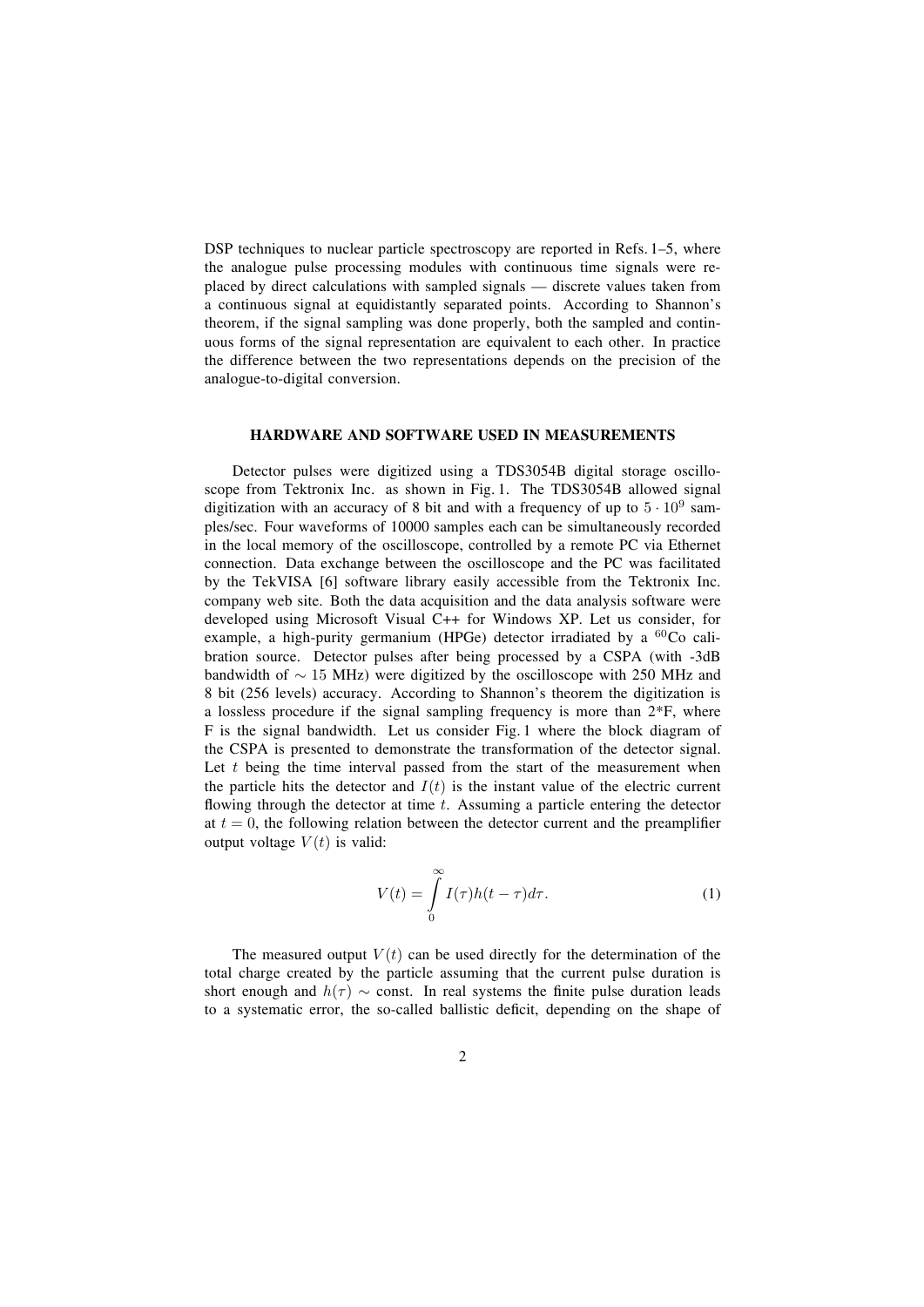DSP techniques to nuclear particle spectroscopy are reported in Refs. 1–5, where the analogue pulse processing modules with continuous time signals were replaced by direct calculations with sampled signals — discrete values taken from a continuous signal at equidistantly separated points. According to Shannon's theorem, if the signal sampling was done properly, both the sampled and continuous forms of the signal representation are equivalent to each other. In practice the difference between the two representations depends on the precision of the analogue-to-digital conversion.

## HARDWARE AND SOFTWARE USED IN MEASUREMENTS

Detector pulses were digitized using a TDS3054B digital storage oscilloscope from Tektronix Inc. as shown in Fig. 1. The TDS3054B allowed signal digitization with an accuracy of 8 bit and with a frequency of up to $5 \cdot 10^9$ samples/sec. Four waveforms of 10000 samples each can be simultaneously recorded in the local memory of the oscilloscope, controlled by a remote PC via Ethernet connection. Data exchange between the oscilloscope and the PC was facilitated by the TekVISA [6] software library easily accessible from the Tektronix Inc. company web site. Both the data acquisition and the data analysis software were developed using Microsoft Visual C++ for Windows XP. Let us consider, for example, a high-purity germanium (HPGe) detector irradiated by a $^{60}$Co calibration source. Detector pulses after being processed by a CSPA (with -3dB bandwidth of $\sim 15$ MHz) were digitized by the oscilloscope with 250 MHz and 8 bit (256 levels) accuracy. According to Shannon's theorem the digitization is a lossless procedure if the signal sampling frequency is more than 2*F, where F is the signal bandwidth. Let us consider Fig. 1 where the block diagram of the CSPA is presented to demonstrate the transformation of the detector signal. Let $t$ being the time interval passed from the start of the measurement when the particle hits the detector and $I(t)$ is the instant value of the electric current flowing through the detector at time $t$. Assuming a particle entering the detector at $t = 0$, the following relation between the detector current and the preamplifier output voltage $V(t)$ is valid:

$$V(t) = \int_0^\infty I(\tau)h(t-\tau)d\tau. \tag{1}$$

The measured output $V(t)$ can be used directly for the determination of the total charge created by the particle assuming that the current pulse duration is short enough and $h(\tau) \sim$ const. In real systems the finite pulse duration leads to a systematic error, the so-called ballistic deficit, depending on the shape of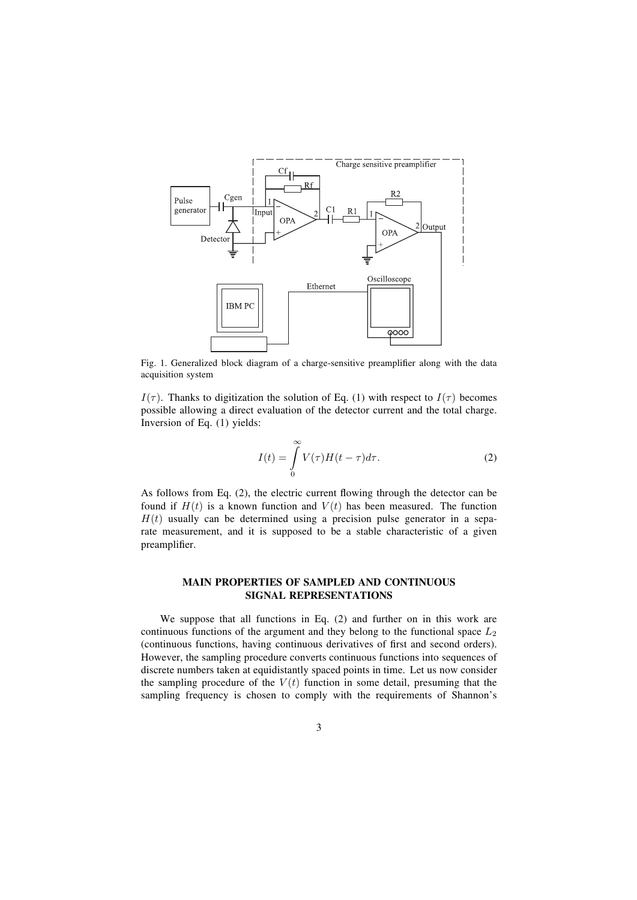Fig. 1. Generalized block diagram of a charge-sensitive preamplifier along with the data acquisition system

$I(\tau)$. Thanks to digitization the solution of Eq. (1) with respect to $I(\tau)$ becomes possible allowing a direct evaluation of the detector current and the total charge. Inversion of Eq. (1) yields:

$$I(t) = \int_{0}^{\infty} V(\tau)H(t-\tau)d\tau. \tag{2}$$

As follows from Eq. (2), the electric current flowing through the detector can be found if $H(t)$ is a known function and $V(t)$ has been measured. The function $H(t)$ usually can be determined using a precision pulse generator in a separate measurement, and it is supposed to be a stable characteristic of a given preamplifier.

## MAIN PROPERTIES OF SAMPLED AND CONTINUOUS SIGNAL REPRESENTATIONS

We suppose that all functions in Eq. (2) and further on in this work are continuous functions of the argument and they belong to the functional space $L_2$ (continuous functions, having continuous derivatives of first and second orders). However, the sampling procedure converts continuous functions into sequences of discrete numbers taken at equidistantly spaced points in time. Let us now consider the sampling procedure of the $V(t)$ function in some detail, presuming that the sampling frequency is chosen to comply with the requirements of Shannon's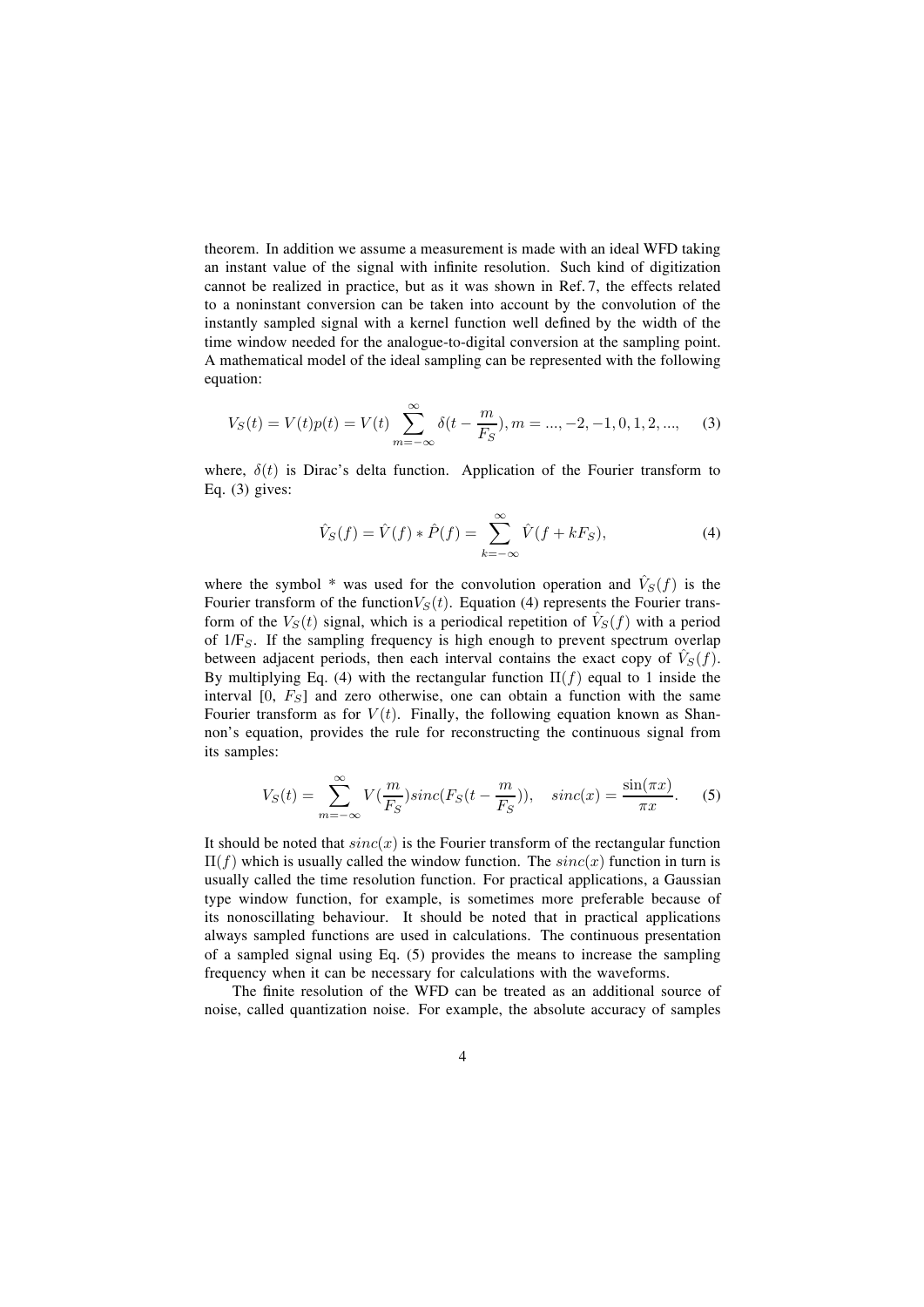theorem. In addition we assume a measurement is made with an ideal WFD taking an instant value of the signal with infinite resolution. Such kind of digitization cannot be realized in practice, but as it was shown in Ref. 7, the effects related to a noninstant conversion can be taken into account by the convolution of the instantly sampled signal with a kernel function well defined by the width of the time window needed for the analogue-to-digital conversion at the sampling point. A mathematical model of the ideal sampling can be represented with the following equation:

$$V_S(t) = V(t)p(t) = V(t)\sum_{m=-\infty}^{\infty}\delta(t - \frac{m}{F_S}), m = ..., -2, -1, 0, 1, 2, ..., \quad (3)$$

where, $\delta(t)$ is Dirac's delta function. Application of the Fourier transform to Eq. (3) gives:

$$\hat{V}_S(f) = \hat{V}(f) * \hat{P}(f) = \sum_{k=-\infty}^{\infty}\hat{V}(f + kF_S), \quad (4)$$

where the symbol * was used for the convolution operation and $\hat{V}_S(f)$ is the Fourier transform of the function$V_S(t)$. Equation (4) represents the Fourier transform of the $V_S(t)$ signal, which is a periodical repetition of $\hat{V}_S(f)$ with a period of $1/F_S$. If the sampling frequency is high enough to prevent spectrum overlap between adjacent periods, then each interval contains the exact copy of $\hat{V}_S(f)$. By multiplying Eq. (4) with the rectangular function $\Pi(f)$ equal to 1 inside the interval [0, $F_S$] and zero otherwise, one can obtain a function with the same Fourier transform as for $V(t)$. Finally, the following equation known as Shannon's equation, provides the rule for reconstructing the continuous signal from its samples:

$$V_S(t) = \sum_{m=-\infty}^{\infty} V(\frac{m}{F_S}) sinc(F_S(t - \frac{m}{F_S})), \quad sinc(x) = \frac{\sin(\pi x)}{\pi x}. \quad (5)$$

It should be noted that $sinc(x)$ is the Fourier transform of the rectangular function $\Pi(f)$ which is usually called the window function. The $sinc(x)$ function in turn is usually called the time resolution function. For practical applications, a Gaussian type window function, for example, is sometimes more preferable because of its nonoscillating behaviour. It should be noted that in practical applications always sampled functions are used in calculations. The continuous presentation of a sampled signal using Eq. (5) provides the means to increase the sampling frequency when it can be necessary for calculations with the waveforms.

The finite resolution of the WFD can be treated as an additional source of noise, called quantization noise. For example, the absolute accuracy of samples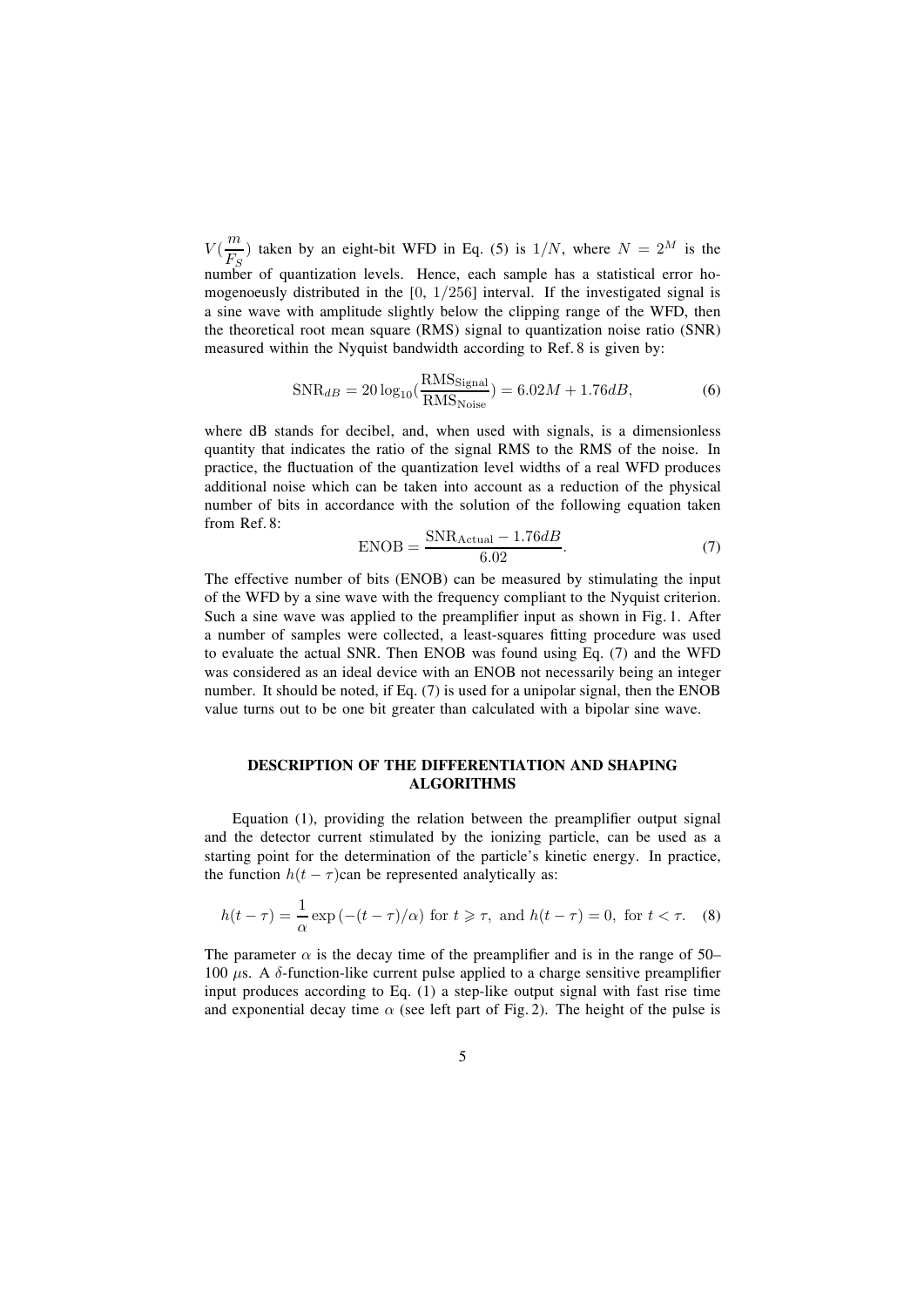$V(\frac{m}{F_S})$ taken by an eight-bit WFD in Eq. (5) is $1/N$, where $N = 2^M$ is the number of quantization levels. Hence, each sample has a statistical error homogenoeusly distributed in the $[0,\ 1/256]$ interval. If the investigated signal is a sine wave with amplitude slightly below the clipping range of the WFD, then the theoretical root mean square (RMS) signal to quantization noise ratio (SNR) measured within the Nyquist bandwidth according to Ref. 8 is given by:

$$\mathrm{SNR}_{dB} = 20\log_{10}(\frac{\mathrm{RMS_{Signal}}}{\mathrm{RMS_{Noise}}}) = 6.02M + 1.76dB, \tag{6}$$

where dB stands for decibel, and, when used with signals, is a dimensionless quantity that indicates the ratio of the signal RMS to the RMS of the noise. In practice, the fluctuation of the quantization level widths of a real WFD produces additional noise which can be taken into account as a reduction of the physical number of bits in accordance with the solution of the following equation taken from Ref. 8:

$$\mathrm{ENOB} = \frac{\mathrm{SNR_{Actual}} - 1.76dB}{6.02}. \tag{7}$$

The effective number of bits (ENOB) can be measured by stimulating the input of the WFD by a sine wave with the frequency compliant to the Nyquist criterion. Such a sine wave was applied to the preamplifier input as shown in Fig. 1. After a number of samples were collected, a least-squares fitting procedure was used to evaluate the actual SNR. Then ENOB was found using Eq. (7) and the WFD was considered as an ideal device with an ENOB not necessarily being an integer number. It should be noted, if Eq. (7) is used for a unipolar signal, then the ENOB value turns out to be one bit greater than calculated with a bipolar sine wave.

## DESCRIPTION OF THE DIFFERENTIATION AND SHAPING ALGORITHMS

Equation (1), providing the relation between the preamplifier output signal and the detector current stimulated by the ionizing particle, can be used as a starting point for the determination of the particle's kinetic energy. In practice, the function $h(t-\tau)$can be represented analytically as:

$$h(t-\tau) = \frac{1}{\alpha}\exp\left(-(t-\tau)/\alpha\right) \text{ for } t \geqslant \tau, \text{ and } h(t-\tau) = 0, \text{ for } t < \tau. \tag{8}$$

The parameter $\alpha$ is the decay time of the preamplifier and is in the range of 50–100 $\mu$s. A $\delta$-function-like current pulse applied to a charge sensitive preamplifier input produces according to Eq. (1) a step-like output signal with fast rise time and exponential decay time $\alpha$ (see left part of Fig. 2). The height of the pulse is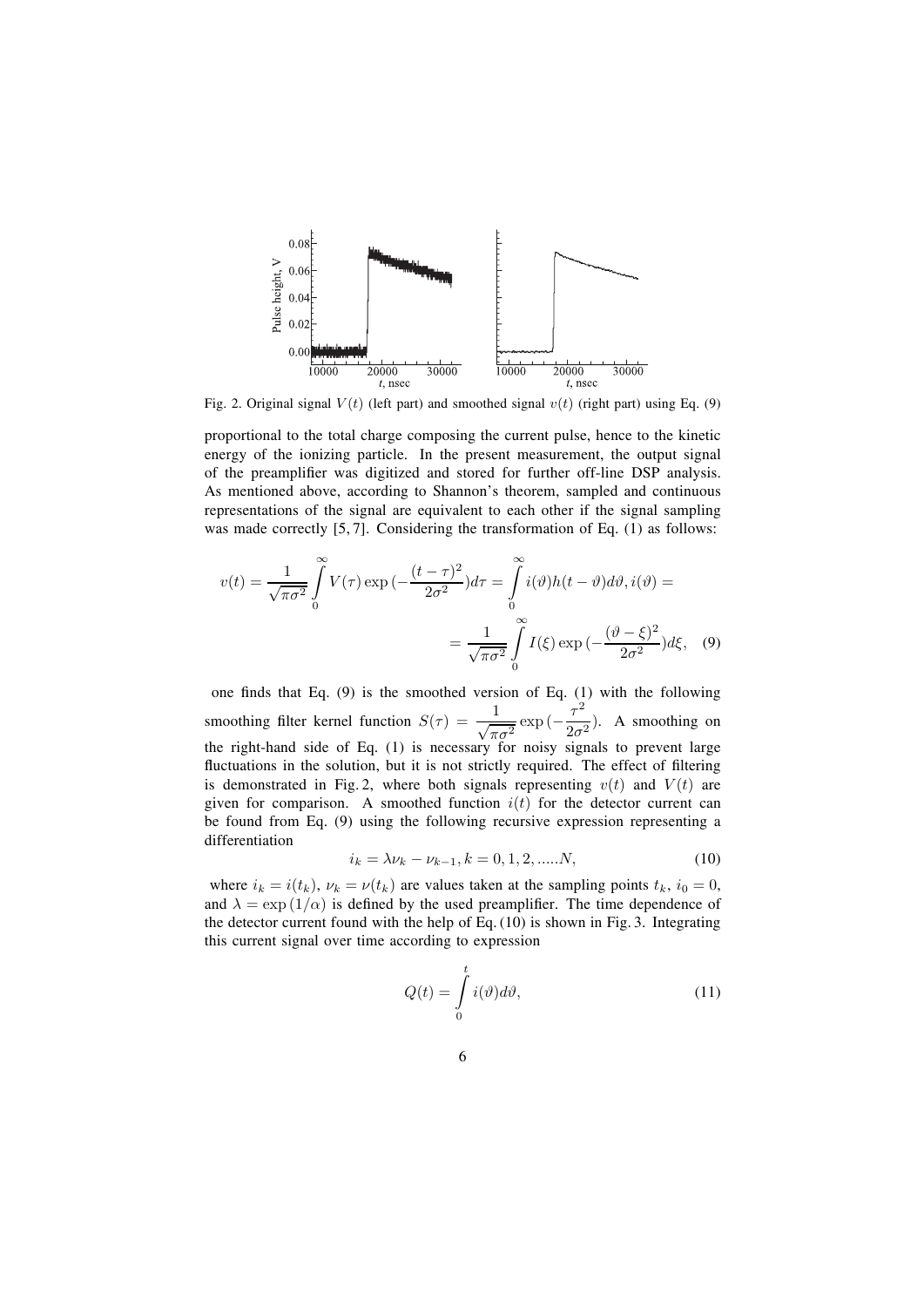Fig. 2. Original signal $V(t)$ (left part) and smoothed signal $v(t)$ (right part) using Eq. (9)

proportional to the total charge composing the current pulse, hence to the kinetic energy of the ionizing particle. In the present measurement, the output signal of the preamplifier was digitized and stored for further off-line DSP analysis. As mentioned above, according to Shannon's theorem, sampled and continuous representations of the signal are equivalent to each other if the signal sampling was made correctly [5, 7]. Considering the transformation of Eq. (1) as follows:

$$v(t) = \frac{1}{\sqrt{\pi\sigma^2}} \int_0^\infty V(\tau) \exp\left(-\frac{(t-\tau)^2}{2\sigma^2}\right) d\tau = \int_0^\infty i(\vartheta) h(t-\vartheta) d\vartheta, i(\vartheta) = \\ = \frac{1}{\sqrt{\pi\sigma^2}} \int_0^\infty I(\xi) \exp\left(-\frac{(\vartheta-\xi)^2}{2\sigma^2}\right) d\xi, \quad (9)$$

one finds that Eq. (9) is the smoothed version of Eq. (1) with the following smoothing filter kernel function $S(\tau) = \frac{1}{\sqrt{\pi\sigma^2}} \exp\left(-\frac{\tau^2}{2\sigma^2}\right)$. A smoothing on the right-hand side of Eq. (1) is necessary for noisy signals to prevent large fluctuations in the solution, but it is not strictly required. The effect of filtering is demonstrated in Fig. 2, where both signals representing $v(t)$ and $V(t)$ are given for comparison. A smoothed function $i(t)$ for the detector current can be found from Eq. (9) using the following recursive expression representing a differentiation

$$i_k = \lambda \nu_k - \nu_{k-1}, k = 0, 1, 2, .....N, \quad (10)$$

where $i_k = i(t_k)$, $\nu_k = \nu(t_k)$ are values taken at the sampling points $t_k$, $i_0 = 0$, and $\lambda = \exp(1/\alpha)$ is defined by the used preamplifier. The time dependence of the detector current found with the help of Eq. (10) is shown in Fig. 3. Integrating this current signal over time according to expression

$$Q(t) = \int_0^t i(\vartheta) d\vartheta, \quad (11)$$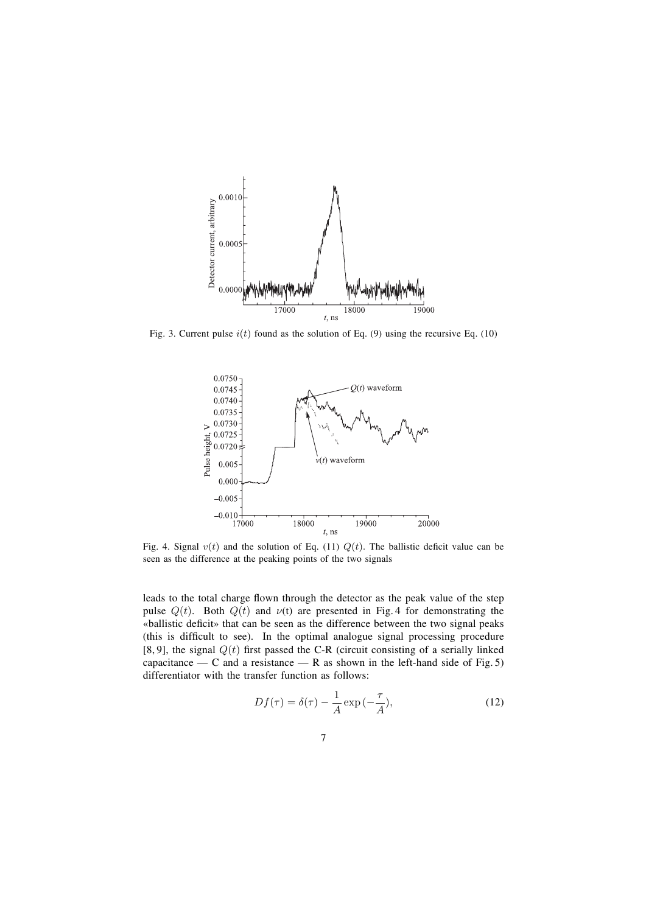Fig. 3. Current pulse $i(t)$ found as the solution of Eq. (9) using the recursive Eq. (10)

Fig. 4. Signal $v(t)$ and the solution of Eq. (11) $Q(t)$. The ballistic deficit value can be seen as the difference at the peaking points of the two signals

leads to the total charge flown through the detector as the peak value of the step pulse $Q(t)$. Both $Q(t)$ and $\nu$(t) are presented in Fig. 4 for demonstrating the «ballistic deficit» that can be seen as the difference between the two signal peaks (this is difficult to see). In the optimal analogue signal processing procedure [8, 9], the signal $Q(t)$ first passed the C-R (circuit consisting of a serially linked capacitance — C and a resistance — R as shown in the left-hand side of Fig. 5) differentiator with the transfer function as follows:

$$Df(\tau) = \delta(\tau) - \frac{1}{A}\exp\left(-\frac{\tau}{A}\right), \tag{12}$$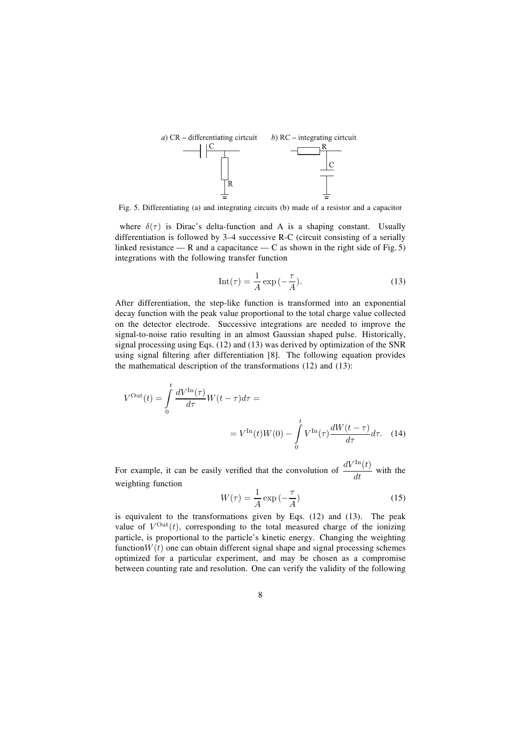*a*) CR – differentiating cirtcuit *b*) RC – integrating cirtcuit

Fig. 5. Differentiating (a) and integrating circuits (b) made of a resistor and a capacitor

where $\delta(\tau)$ is Dirac's delta-function and A is a shaping constant. Usually differentiation is followed by 3–4 successive R-C (circuit consisting of a serially linked resistance — R and a capacitance — C as shown in the right side of Fig. 5) integrations with the following transfer function

$$\mathrm{Int}(\tau) = \frac{1}{A}\exp(-\frac{\tau}{A}). \tag{13}$$

After differentiation, the step-like function is transformed into an exponential decay function with the peak value proportional to the total charge value collected on the detector electrode. Successive integrations are needed to improve the signal-to-noise ratio resulting in an almost Gaussian shaped pulse. Historically, signal processing using Eqs. (12) and (13) was derived by optimization of the SNR using signal filtering after differentiation [8]. The following equation provides the mathematical description of the transformations (12) and (13):

$$V^{\mathrm{Out}}(t) = \int\limits_0^t \frac{dV^{\mathrm{In}}(\tau)}{d\tau} W(t-\tau)d\tau = \\ = V^{\mathrm{In}}(t)W(0) - \int\limits_0^t V^{\mathrm{In}}(\tau)\frac{dW(t-\tau)}{d\tau}d\tau. \tag{14}$$

For example, it can be easily verified that the convolution of $\frac{dV^{\mathrm{In}}(t)}{dt}$ with the weighting function

$$W(\tau) = \frac{1}{A}\exp(-\frac{\tau}{A}) \tag{15}$$

is equivalent to the transformations given by Eqs. (12) and (13). The peak value of $V^{\mathrm{Out}}(t)$, corresponding to the total measured charge of the ionizing particle, is proportional to the particle's kinetic energy. Changing the weighting function$W(t)$ one can obtain different signal shape and signal processing schemes optimized for a particular experiment, and may be chosen as a compromise between counting rate and resolution. One can verify the validity of the following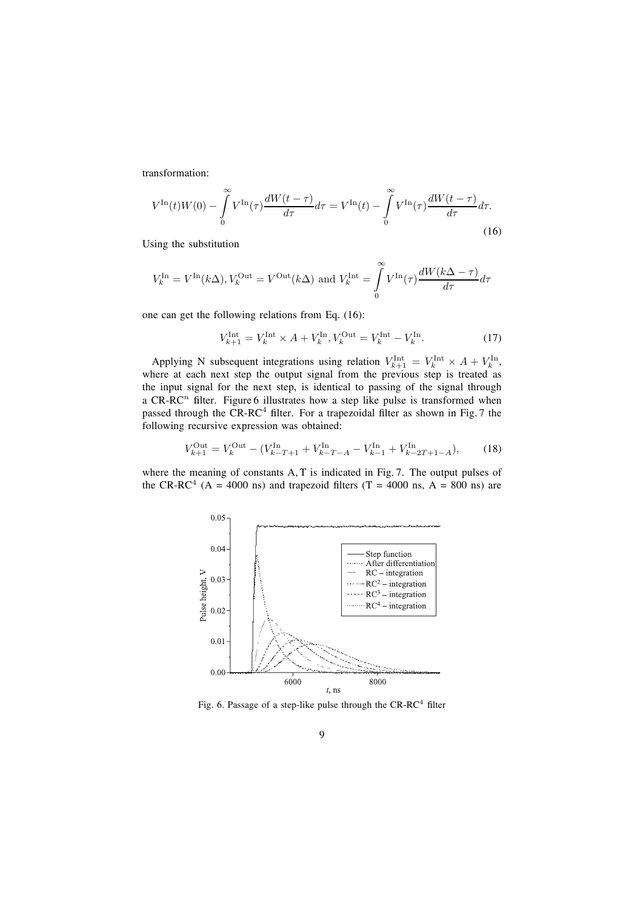transformation:

$$V^{\text{In}}(t)W(0) - \int_0^{\infty} V^{\text{In}}(\tau)\frac{dW(t-\tau)}{d\tau}d\tau = V^{\text{In}}(t) - \int_0^{\infty} V^{\text{In}}(\tau)\frac{dW(t-\tau)}{d\tau}d\tau. \tag{16}$$

Using the substitution

$$V_k^{\text{In}} = V^{\text{In}}(k\Delta), V_k^{\text{Out}} = V^{\text{Out}}(k\Delta) \text{ and } V_k^{\text{Int}} = \int_0^{\infty} V^{\text{In}}(\tau)\frac{dW(k\Delta-\tau)}{d\tau}d\tau$$

one can get the following relations from Eq. (16):

$$V_{k+1}^{\text{Int}} = V_k^{\text{Int}} \times A + V_k^{\text{In}}, V_k^{\text{Out}} = V_k^{\text{Int}} - V_k^{\text{In}}. \tag{17}$$

Applying N subsequent integrations using relation $V_{k+1}^{\text{Int}} = V_k^{\text{Int}} \times A + V_k^{\text{In}}$, where at each next step the output signal from the previous step is treated as the input signal for the next step, is identical to passing of the signal through a CR-RC$^n$ filter. Figure 6 illustrates how a step like pulse is transformed when passed through the CR-RC$^4$ filter. For a trapezoidal filter as shown in Fig. 7 the following recursive expression was obtained:

$$V_{k+1}^{\text{Out}} = V_k^{\text{Out}} - (V_{k-T+1}^{\text{In}} + V_{k-T-A}^{\text{In}} - V_{k-1}^{\text{In}} + V_{k-2T+1-A}^{\text{In}}), \tag{18}$$

where the meaning of constants A, T is indicated in Fig. 7. The output pulses of the CR-RC$^4$ (A = 4000 ns) and trapezoid filters (T = 4000 ns, A = 800 ns) are

Fig. 6. Passage of a step-like pulse through the CR-RC$^4$ filter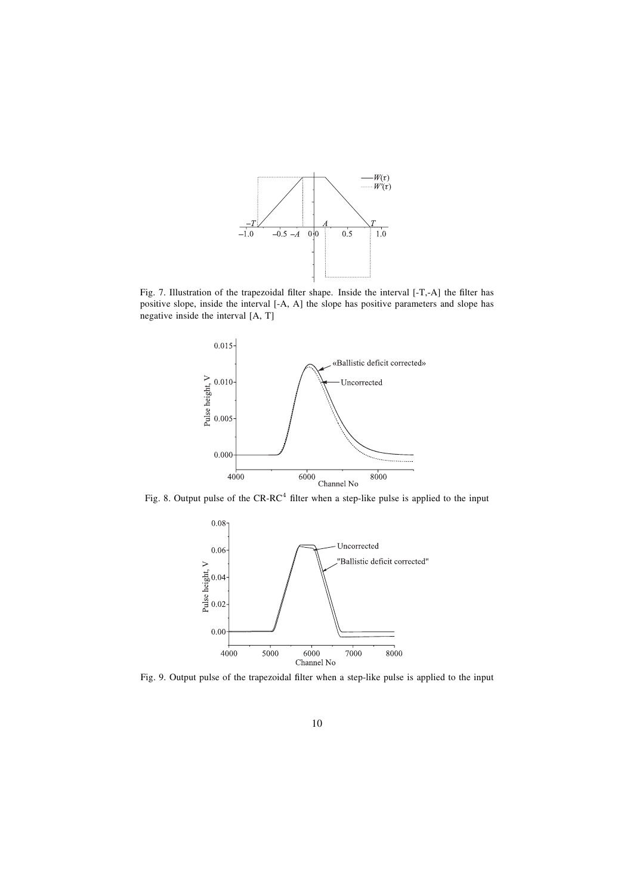Fig. 7. Illustration of the trapezoidal filter shape. Inside the interval [-T,-A] the filter has positive slope, inside the interval [-A, A] the slope has positive parameters and slope has negative inside the interval [A, T]

Fig. 8. Output pulse of the CR-RC$^4$ filter when a step-like pulse is applied to the input

Fig. 9. Output pulse of the trapezoidal filter when a step-like pulse is applied to the input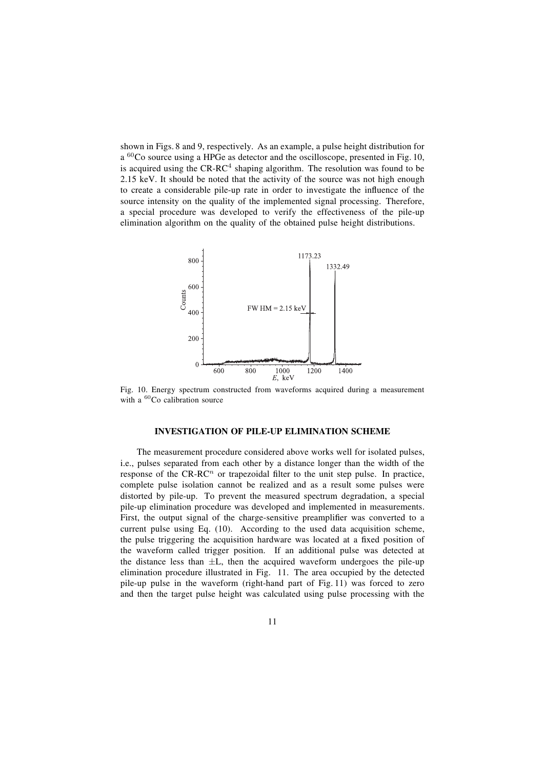shown in Figs. 8 and 9, respectively. As an example, a pulse height distribution for a $^{60}$Co source using a HPGe as detector and the oscilloscope, presented in Fig. 10, is acquired using the CR-RC$^4$ shaping algorithm. The resolution was found to be 2.15 keV. It should be noted that the activity of the source was not high enough to create a considerable pile-up rate in order to investigate the influence of the source intensity on the quality of the implemented signal processing. Therefore, a special procedure was developed to verify the effectiveness of the pile-up elimination algorithm on the quality of the obtained pulse height distributions.

Fig. 10. Energy spectrum constructed from waveforms acquired during a measurement with a $^{60}$Co calibration source

## INVESTIGATION OF PILE-UP ELIMINATION SCHEME

The measurement procedure considered above works well for isolated pulses, i.e., pulses separated from each other by a distance longer than the width of the response of the CR-RC$^n$ or trapezoidal filter to the unit step pulse. In practice, complete pulse isolation cannot be realized and as a result some pulses were distorted by pile-up. To prevent the measured spectrum degradation, a special pile-up elimination procedure was developed and implemented in measurements. First, the output signal of the charge-sensitive preamplifier was converted to a current pulse using Eq. (10). According to the used data acquisition scheme, the pulse triggering the acquisition hardware was located at a fixed position of the waveform called trigger position. If an additional pulse was detected at the distance less than $\pm$L, then the acquired waveform undergoes the pile-up elimination procedure illustrated in Fig. 11. The area occupied by the detected pile-up pulse in the waveform (right-hand part of Fig. 11) was forced to zero and then the target pulse height was calculated using pulse processing with the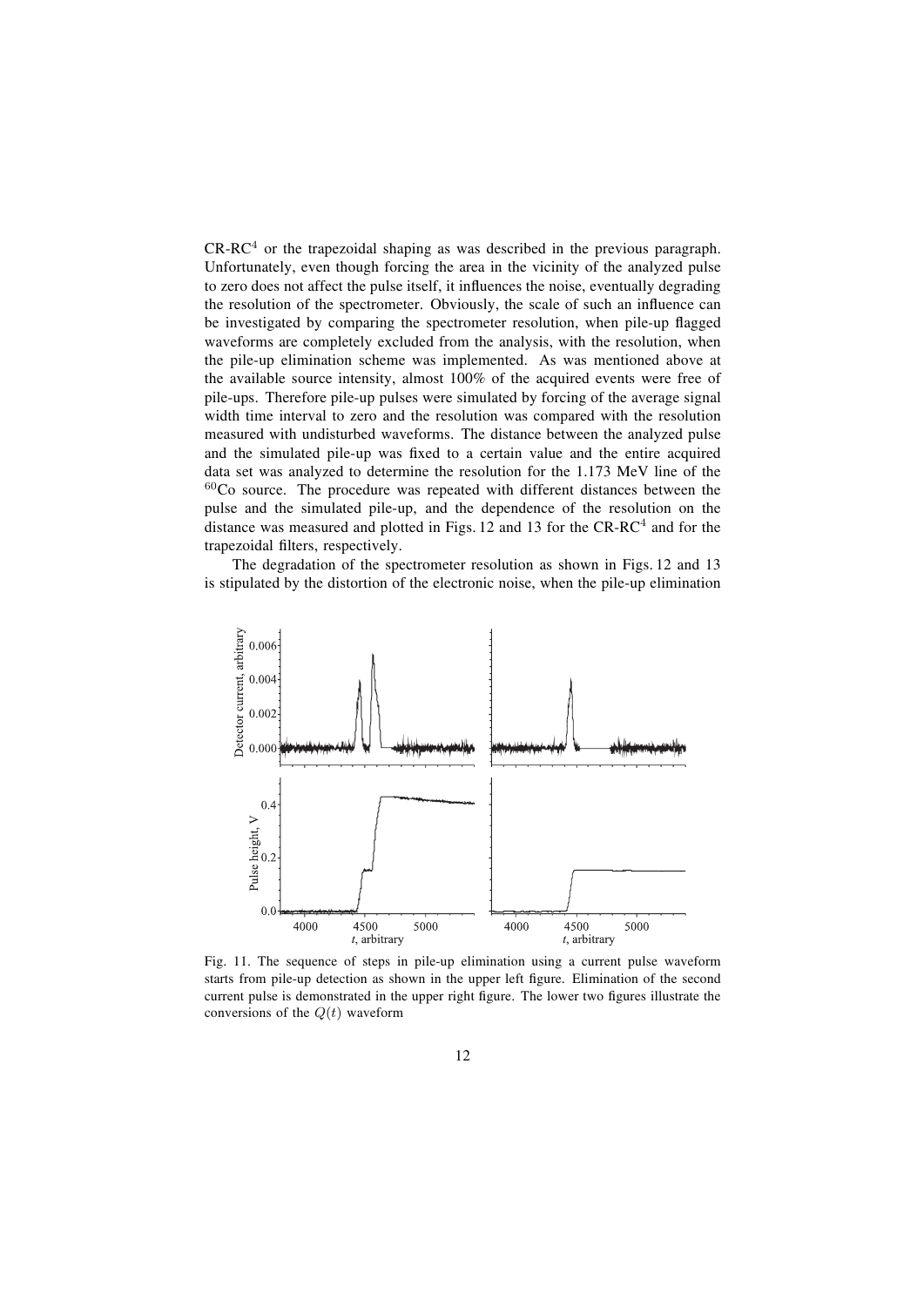CR-RC$^4$ or the trapezoidal shaping as was described in the previous paragraph. Unfortunately, even though forcing the area in the vicinity of the analyzed pulse to zero does not affect the pulse itself, it influences the noise, eventually degrading the resolution of the spectrometer. Obviously, the scale of such an influence can be investigated by comparing the spectrometer resolution, when pile-up flagged waveforms are completely excluded from the analysis, with the resolution, when the pile-up elimination scheme was implemented. As was mentioned above at the available source intensity, almost 100% of the acquired events were free of pile-ups. Therefore pile-up pulses were simulated by forcing of the average signal width time interval to zero and the resolution was compared with the resolution measured with undisturbed waveforms. The distance between the analyzed pulse and the simulated pile-up was fixed to a certain value and the entire acquired data set was analyzed to determine the resolution for the 1.173 MeV line of the $^{60}$Co source. The procedure was repeated with different distances between the pulse and the simulated pile-up, and the dependence of the resolution on the distance was measured and plotted in Figs. 12 and 13 for the CR-RC$^4$ and for the trapezoidal filters, respectively.

The degradation of the spectrometer resolution as shown in Figs. 12 and 13 is stipulated by the distortion of the electronic noise, when the pile-up elimination

Fig. 11. The sequence of steps in pile-up elimination using a current pulse waveform starts from pile-up detection as shown in the upper left figure. Elimination of the second current pulse is demonstrated in the upper right figure. The lower two figures illustrate the conversions of the $Q(t)$ waveform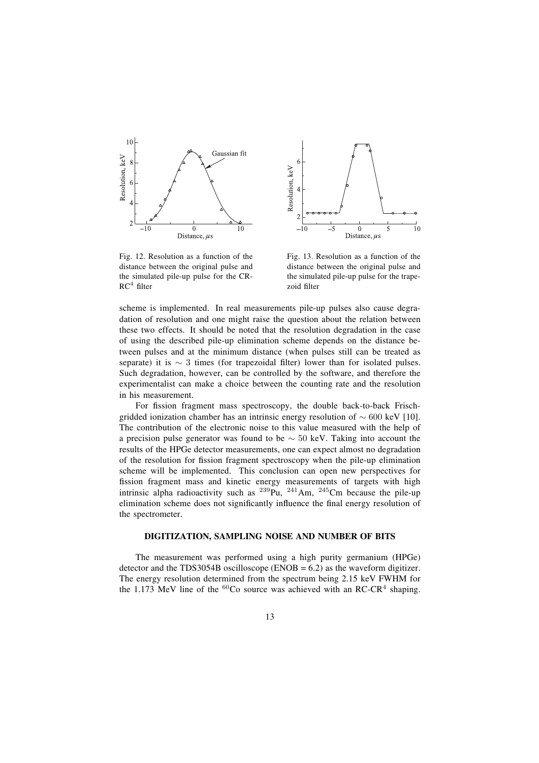Fig. 12. Resolution as a function of the distance between the original pulse and the simulated pile-up pulse for the CR-RC$^4$ filter

Fig. 13. Resolution as a function of the distance between the original pulse and the simulated pile-up pulse for the trapezoid filter

scheme is implemented. In real measurements pile-up pulses also cause degradation of resolution and one might raise the question about the relation between these two effects. It should be noted that the resolution degradation in the case of using the described pile-up elimination scheme depends on the distance between pulses and at the minimum distance (when pulses still can be treated as separate) it is $\sim 3$ times (for trapezoidal filter) lower than for isolated pulses. Such degradation, however, can be controlled by the software, and therefore the experimentalist can make a choice between the counting rate and the resolution in his measurement.

For fission fragment mass spectroscopy, the double back-to-back Frisch-gridded ionization chamber has an intrinsic energy resolution of $\sim 600$ keV [10]. The contribution of the electronic noise to this value measured with the help of a precision pulse generator was found to be $\sim 50$ keV. Taking into account the results of the HPGe detector measurements, one can expect almost no degradation of the resolution for fission fragment spectroscopy when the pile-up elimination scheme will be implemented. This conclusion can open new perspectives for fission fragment mass and kinetic energy measurements of targets with high intrinsic alpha radioactivity such as $^{239}$Pu, $^{241}$Am, $^{245}$Cm because the pile-up elimination scheme does not significantly influence the final energy resolution of the spectrometer.

## DIGITIZATION, SAMPLING NOISE AND NUMBER OF BITS

The measurement was performed using a high purity germanium (HPGe) detector and the TDS3054B oscilloscope (ENOB = 6.2) as the waveform digitizer. The energy resolution determined from the spectrum being 2.15 keV FWHM for the 1.173 MeV line of the $^{60}$Co source was achieved with an RC-CR$^4$ shaping.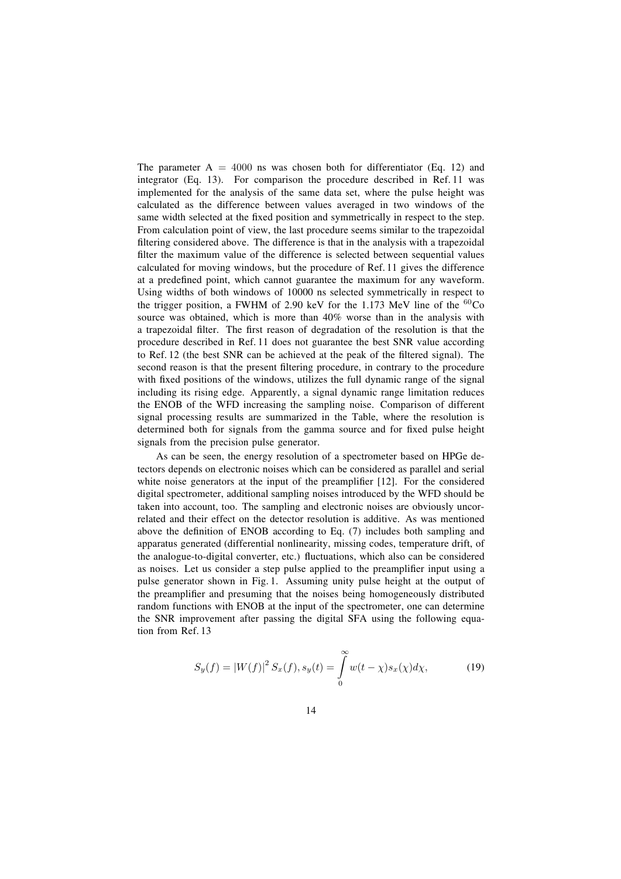The parameter A = 4000 ns was chosen both for differentiator (Eq. 12) and integrator (Eq. 13). For comparison the procedure described in Ref. 11 was implemented for the analysis of the same data set, where the pulse height was calculated as the difference between values averaged in two windows of the same width selected at the fixed position and symmetrically in respect to the step. From calculation point of view, the last procedure seems similar to the trapezoidal filtering considered above. The difference is that in the analysis with a trapezoidal filter the maximum value of the difference is selected between sequential values calculated for moving windows, but the procedure of Ref. 11 gives the difference at a predefined point, which cannot guarantee the maximum for any waveform. Using widths of both windows of 10000 ns selected symmetrically in respect to the trigger position, a FWHM of 2.90 keV for the 1.173 MeV line of the $^{60}$Co source was obtained, which is more than 40% worse than in the analysis with a trapezoidal filter. The first reason of degradation of the resolution is that the procedure described in Ref. 11 does not guarantee the best SNR value according to Ref. 12 (the best SNR can be achieved at the peak of the filtered signal). The second reason is that the present filtering procedure, in contrary to the procedure with fixed positions of the windows, utilizes the full dynamic range of the signal including its rising edge. Apparently, a signal dynamic range limitation reduces the ENOB of the WFD increasing the sampling noise. Comparison of different signal processing results are summarized in the Table, where the resolution is determined both for signals from the gamma source and for fixed pulse height signals from the precision pulse generator.

As can be seen, the energy resolution of a spectrometer based on HPGe detectors depends on electronic noises which can be considered as parallel and serial white noise generators at the input of the preamplifier [12]. For the considered digital spectrometer, additional sampling noises introduced by the WFD should be taken into account, too. The sampling and electronic noises are obviously uncorrelated and their effect on the detector resolution is additive. As was mentioned above the definition of ENOB according to Eq. (7) includes both sampling and apparatus generated (differential nonlinearity, missing codes, temperature drift, of the analogue-to-digital converter, etc.) fluctuations, which also can be considered as noises. Let us consider a step pulse applied to the preamplifier input using a pulse generator shown in Fig. 1. Assuming unity pulse height at the output of the preamplifier and presuming that the noises being homogeneously distributed random functions with ENOB at the input of the spectrometer, one can determine the SNR improvement after passing the digital SFA using the following equation from Ref. 13

$$S_y(f) = |W(f)|^2 S_x(f), s_y(t) = \int_0^\infty w(t-\chi)s_x(\chi)d\chi, \tag{19}$$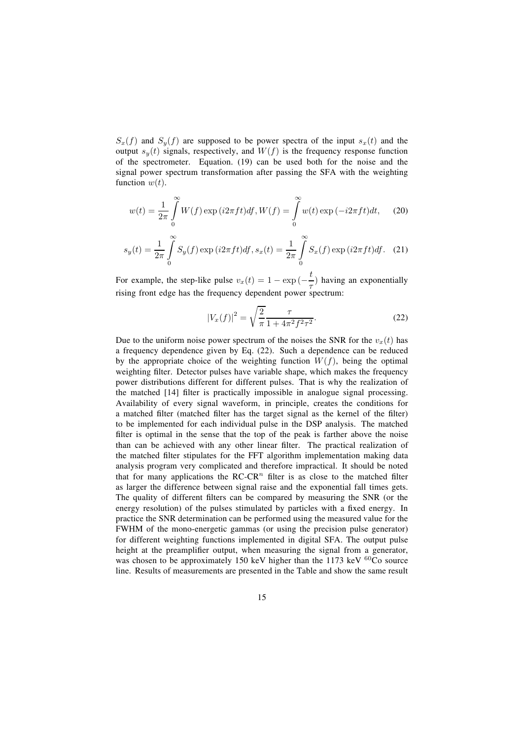$S_x(f)$ and $S_y(f)$ are supposed to be power spectra of the input $s_x(t)$ and the output $s_y(t)$ signals, respectively, and $W(f)$ is the frequency response function of the spectrometer. Equation. (19) can be used both for the noise and the signal power spectrum transformation after passing the SFA with the weighting function $w(t)$.

$$w(t) = \frac{1}{2\pi}\int_0^\infty W(f)\exp{(i2\pi ft)}df, W(f) = \int_0^\infty w(t)\exp{(-i2\pi ft)}dt, \quad (20)$$

$$s_y(t) = \frac{1}{2\pi}\int_0^\infty S_y(f)\exp{(i2\pi ft)}df, s_x(t) = \frac{1}{2\pi}\int_0^\infty S_x(f)\exp{(i2\pi ft)}df. \quad (21)$$

For example, the step-like pulse $v_x(t) = 1 - \exp{(-\frac{t}{\tau})}$ having an exponentially rising front edge has the frequency dependent power spectrum:

$$|V_x(f)|^2 = \sqrt{\frac{2}{\pi}}\frac{\tau}{1 + 4\pi^2 f^2 \tau^2}. \quad (22)$$

Due to the uniform noise power spectrum of the noises the SNR for the $v_x(t)$ has a frequency dependence given by Eq. (22). Such a dependence can be reduced by the appropriate choice of the weighting function $W(f)$, being the optimal weighting filter. Detector pulses have variable shape, which makes the frequency power distributions different for different pulses. That is why the realization of the matched [14] filter is practically impossible in analogue signal processing. Availability of every signal waveform, in principle, creates the conditions for a matched filter (matched filter has the target signal as the kernel of the filter) to be implemented for each individual pulse in the DSP analysis. The matched filter is optimal in the sense that the top of the peak is farther above the noise than can be achieved with any other linear filter. The practical realization of the matched filter stipulates for the FFT algorithm implementation making data analysis program very complicated and therefore impractical. It should be noted that for many applications the RC-CR$^n$ filter is as close to the matched filter as larger the difference between signal raise and the exponential fall times gets. The quality of different filters can be compared by measuring the SNR (or the energy resolution) of the pulses stimulated by particles with a fixed energy. In practice the SNR determination can be performed using the measured value for the FWHM of the mono-energetic gammas (or using the precision pulse generator) for different weighting functions implemented in digital SFA. The output pulse height at the preamplifier output, when measuring the signal from a generator, was chosen to be approximately 150 keV higher than the 1173 keV $^{60}$Co source line. Results of measurements are presented in the Table and show the same result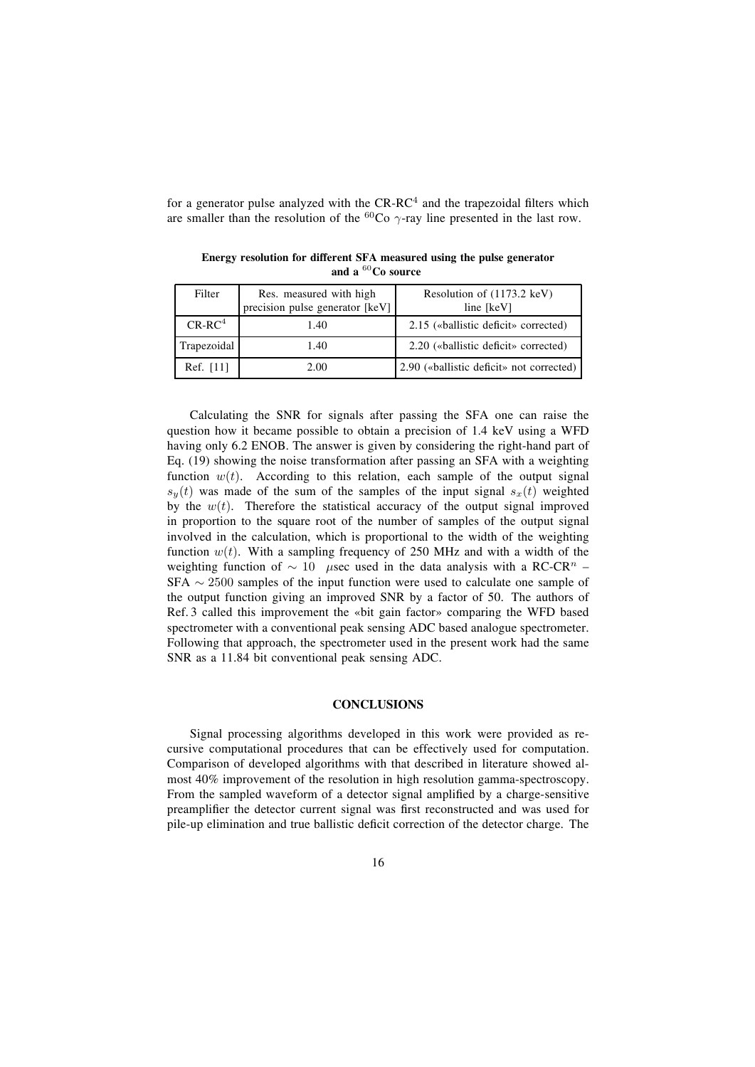for a generator pulse analyzed with the CR-RC$^4$ and the trapezoidal filters which are smaller than the resolution of the $^{60}$Co $\gamma$-ray line presented in the last row.

**Energy resolution for different SFA measured using the pulse generator and a $^{60}$Co source**

| Filter | Res. measured with high precision pulse generator [keV] | Resolution of (1173.2 keV) line [keV] |
|---|---|---|
| CR-RC$^4$ | 1.40 | 2.15 («ballistic deficit» corrected) |
| Trapezoidal | 1.40 | 2.20 («ballistic deficit» corrected) |
| Ref. [11] | 2.00 | 2.90 («ballistic deficit» not corrected) |

Calculating the SNR for signals after passing the SFA one can raise the question how it became possible to obtain a precision of 1.4 keV using a WFD having only 6.2 ENOB. The answer is given by considering the right-hand part of Eq. (19) showing the noise transformation after passing an SFA with a weighting function $w(t)$. According to this relation, each sample of the output signal $s_y(t)$ was made of the sum of the samples of the input signal $s_x(t)$ weighted by the $w(t)$. Therefore the statistical accuracy of the output signal improved in proportion to the square root of the number of samples of the output signal involved in the calculation, which is proportional to the width of the weighting function $w(t)$. With a sampling frequency of 250 MHz and with a width of the weighting function of $\sim 10$ $\mu$sec used in the data analysis with a RC-CR$^n$ – SFA $\sim 2500$ samples of the input function were used to calculate one sample of the output function giving an improved SNR by a factor of 50. The authors of Ref. 3 called this improvement the «bit gain factor» comparing the WFD based spectrometer with a conventional peak sensing ADC based analogue spectrometer. Following that approach, the spectrometer used in the present work had the same SNR as a 11.84 bit conventional peak sensing ADC.

## CONCLUSIONS

Signal processing algorithms developed in this work were provided as recursive computational procedures that can be effectively used for computation. Comparison of developed algorithms with that described in literature showed almost 40% improvement of the resolution in high resolution gamma-spectroscopy. From the sampled waveform of a detector signal amplified by a charge-sensitive preamplifier the detector current signal was first reconstructed and was used for pile-up elimination and true ballistic deficit correction of the detector charge. The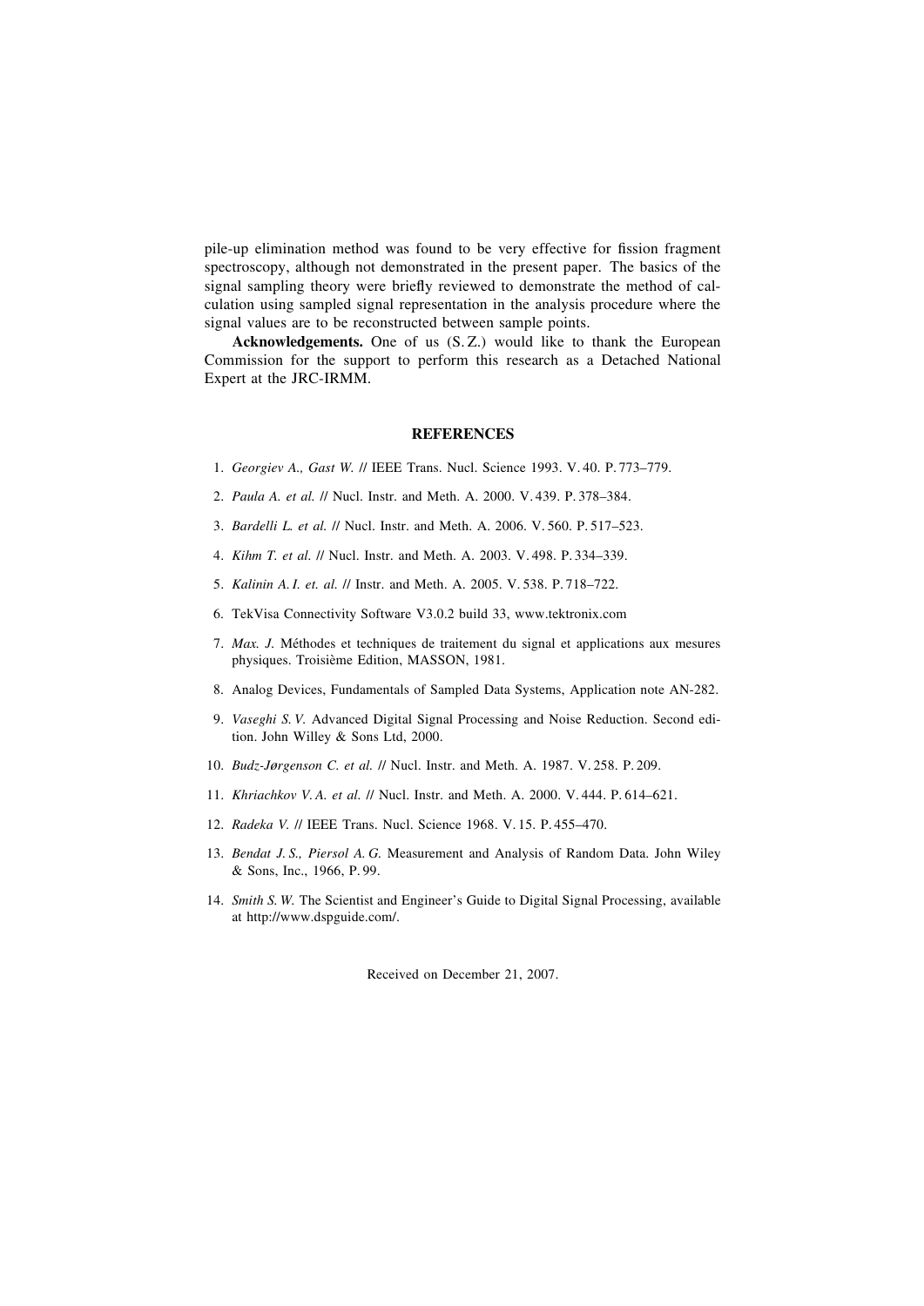pile-up elimination method was found to be very effective for fission fragment spectroscopy, although not demonstrated in the present paper. The basics of the signal sampling theory were briefly reviewed to demonstrate the method of calculation using sampled signal representation in the analysis procedure where the signal values are to be reconstructed between sample points.

**Acknowledgements.** One of us (S. Z.) would like to thank the European Commission for the support to perform this research as a Detached National Expert at the JRC-IRMM.

## REFERENCES

1. *Georgiev A., Gast W.* // IEEE Trans. Nucl. Science 1993. V. 40. P. 773–779.
2. *Paula A. et al.* // Nucl. Instr. and Meth. A. 2000. V. 439. P. 378–384.
3. *Bardelli L. et al.* // Nucl. Instr. and Meth. A. 2006. V. 560. P. 517–523.
4. *Kihm T. et al.* // Nucl. Instr. and Meth. A. 2003. V. 498. P. 334–339.
5. *Kalinin A. I. et. al.* // Instr. and Meth. A. 2005. V. 538. P. 718–722.
6. TekVisa Connectivity Software V3.0.2 build 33, www.tektronix.com
7. *Max. J.* Méthodes et techniques de traitement du signal et applications aux mesures physiques. Troisième Edition, MASSON, 1981.
8. Analog Devices, Fundamentals of Sampled Data Systems, Application note AN-282.
9. *Vaseghi S. V.* Advanced Digital Signal Processing and Noise Reduction. Second edition. John Willey & Sons Ltd, 2000.
10. *Budz-Jørgenson C. et al.* // Nucl. Instr. and Meth. A. 1987. V. 258. P. 209.
11. *Khriachkov V. A. et al.* // Nucl. Instr. and Meth. A. 2000. V. 444. P. 614–621.
12. *Radeka V.* // IEEE Trans. Nucl. Science 1968. V. 15. P. 455–470.
13. *Bendat J. S., Piersol A. G.* Measurement and Analysis of Random Data. John Wiley & Sons, Inc., 1966, P. 99.
14. *Smith S. W.* The Scientist and Engineer's Guide to Digital Signal Processing, available at http://www.dspguide.com/.

Received on December 21, 2007.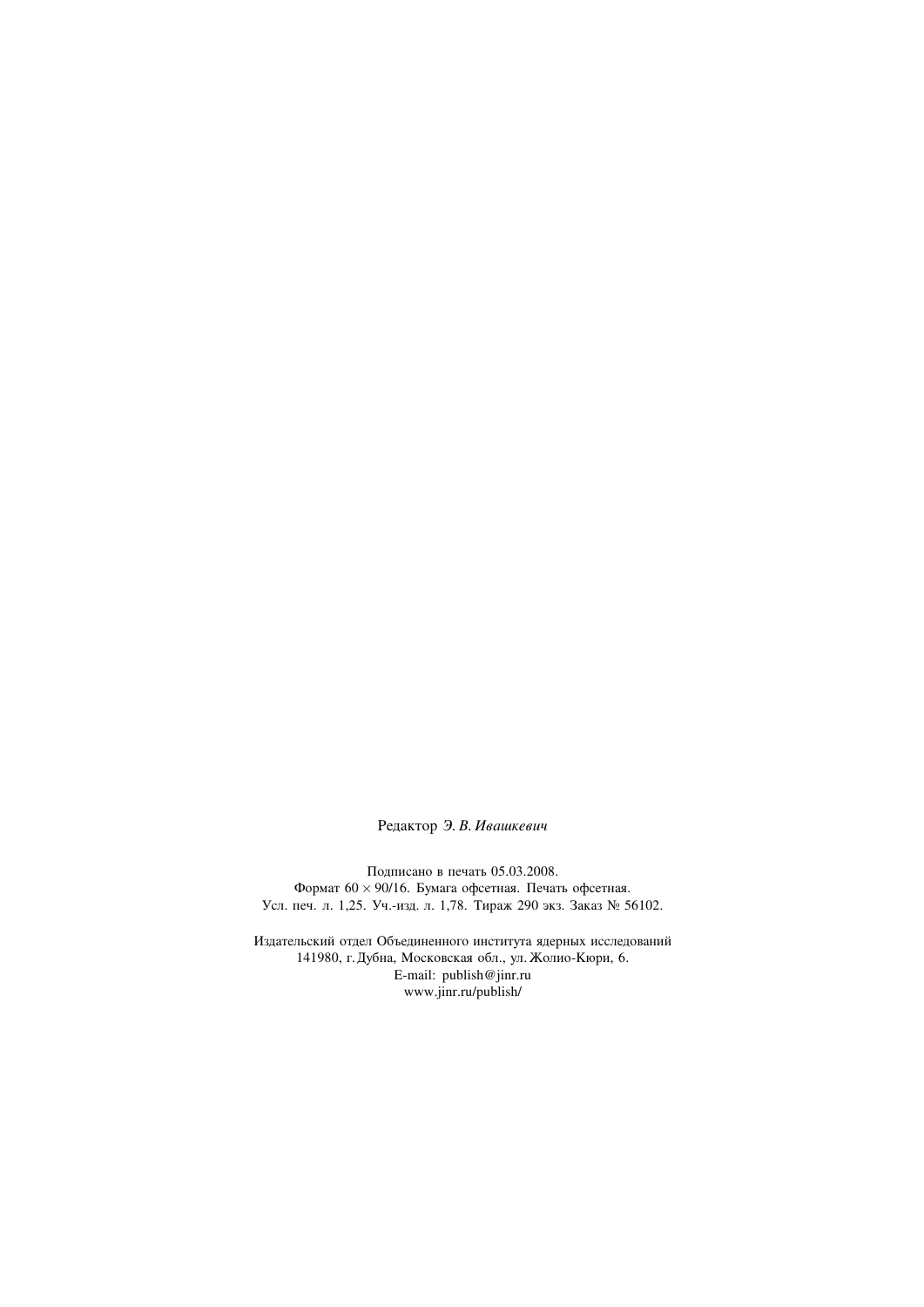Редактор *Э. В. Ивашкевич*

Подписано в печать 05.03.2008.
Формат $60 \times 90/16$. Бумага офсетная. Печать офсетная.
Усл. печ. л. 1,25. Уч.-изд. л. 1,78. Тираж 290 экз. Заказ № 56102.

Издательский отдел Объединенного института ядерных исследований
141980, г. Дубна, Московская обл., ул. Жолио-Кюри, 6.
E-mail: publish@jinr.ru
www.jinr.ru/publish/